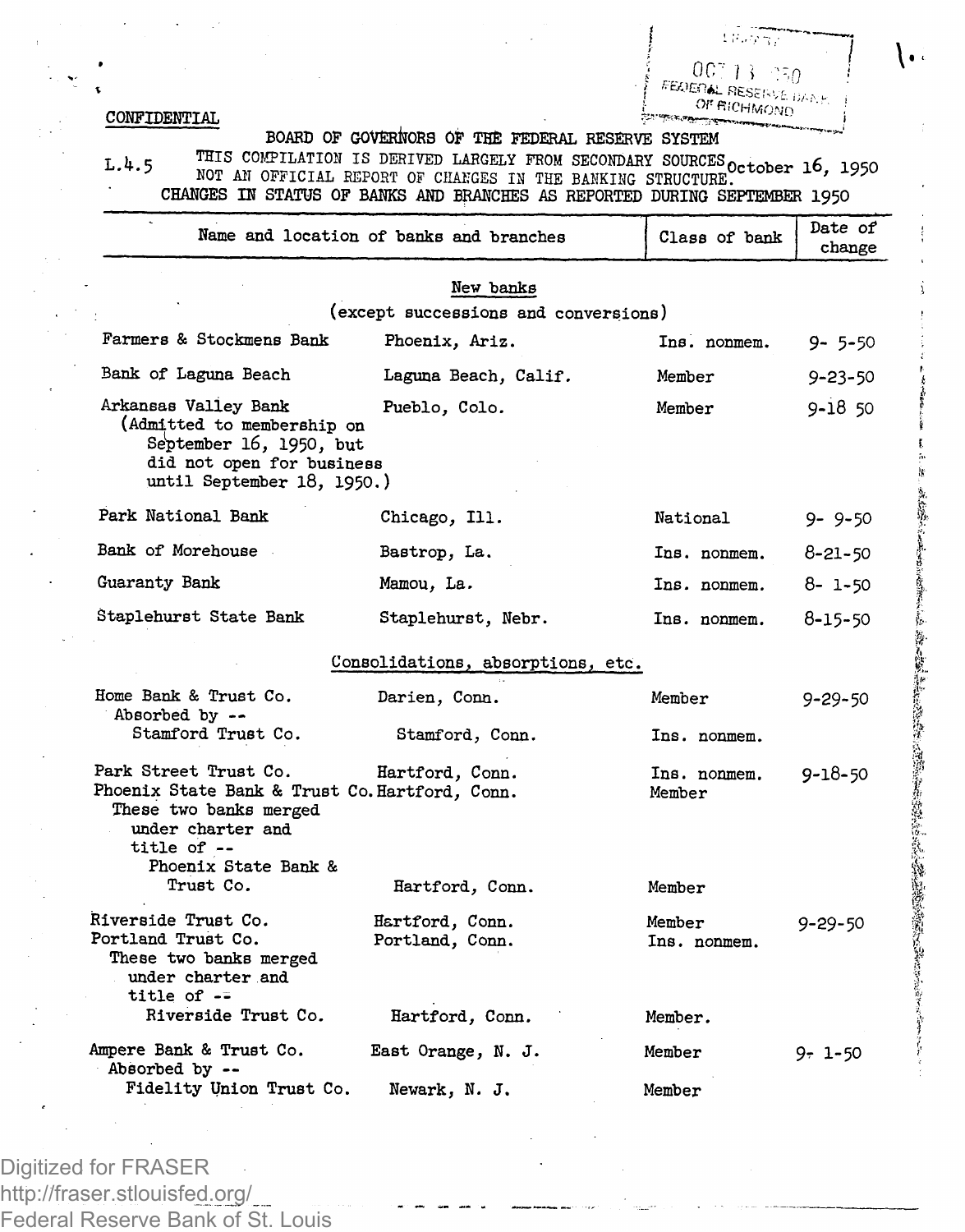CONFIDENTIAL

BOARD OF GOVERNORS OF THE FEDERAL RESERVE SYSTEM

L.4.5 THIS COMPILATION IS DERIVED LARGELY FROM SECONDARY SOURCES NOT AN OFFICIAL REPORT OF CHANGES IN THE BANKING STRUCTURE. October 16, 1950

CHANGES IN STATUS OF BANKS AND BRANCHES AS REPORTED DURING SEPTEMBER 1950

| Name and location of banks and branches | | Class of bank | Date of change |
|---|---|---|---|
| **New banks (except successions and conversions)** | | | |
| Farmers & Stockmens Bank | Phoenix, Ariz. | Ins. nonmem. | 9- 5-50 |
| Bank of Laguna Beach | Laguna Beach, Calif. | Member | 9-23-50 |
| Arkansas Valley Bank (Admitted to membership on September 16, 1950, but did not open for business until September 18, 1950.) | Pueblo, Colo. | Member | 9-18 50 |
| Park National Bank | Chicago, Ill. | National | 9- 9-50 |
| Bank of Morehouse | Bastrop, La. | Ins. nonmem. | 8-21-50 |
| Guaranty Bank | Mamou, La. | Ins. nonmem. | 8- 1-50 |
| Staplehurst State Bank | Staplehurst, Nebr. | Ins. nonmem. | 8-15-50 |
| **Consolidations, absorptions, etc.** | | | |
| Home Bank & Trust Co. | Darien, Conn. | Member | 9-29-50 |
| Absorbed by -- Stamford Trust Co. | Stamford, Conn. | Ins. nonmem. | |
| Park Street Trust Co. | Hartford, Conn. | Ins. nonmem. | 9-18-50 |
| Phoenix State Bank & Trust Co. | Hartford, Conn. | Member | |
| These two banks merged under charter and title of -- Phoenix State Bank & Trust Co. | Hartford, Conn. | Member | |
| Riverside Trust Co. | Hartford, Conn. | Member | 9-29-50 |
| Portland Trust Co. | Portland, Conn. | Ins. nonmem. | |
| These two banks merged under charter and title of -- Riverside Trust Co. | Hartford, Conn. | Member. | |
| Ampere Bank & Trust Co. | East Orange, N. J. | Member | 9- 1-50 |
| Absorbed by -- Fidelity Union Trust Co. | Newark, N. J. | Member | |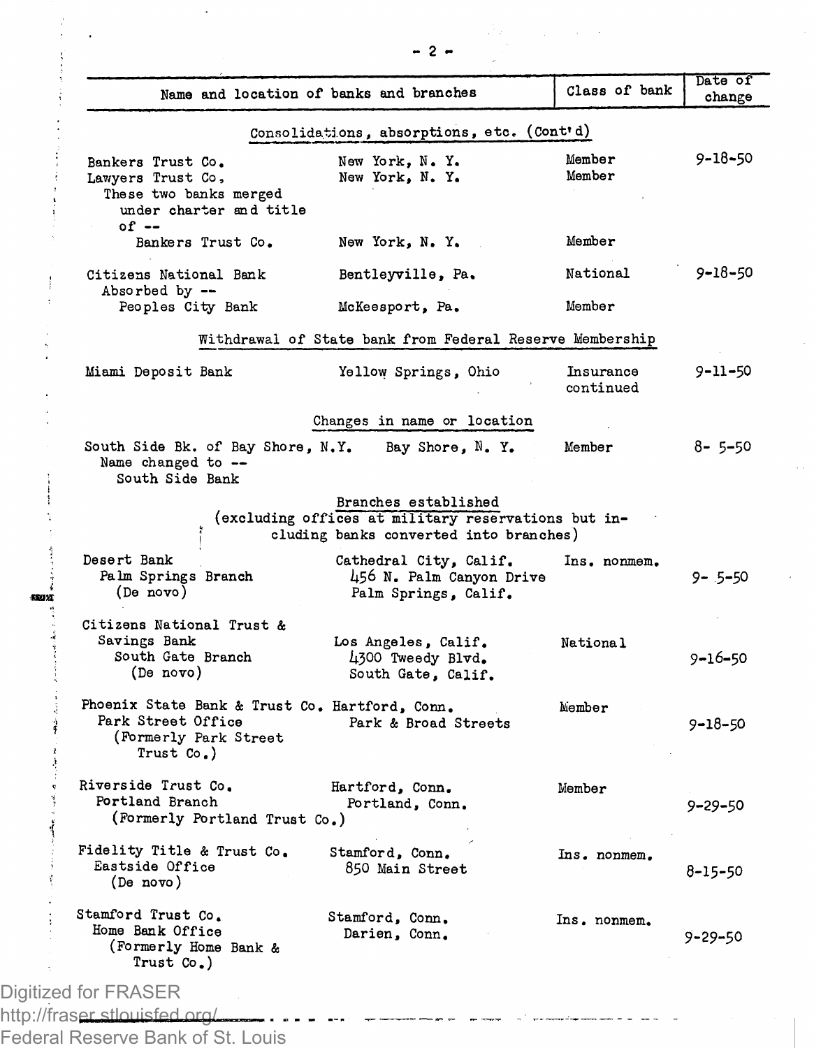| Name and location of banks and branches | | Class of bank | Date of change |
|---|---|---|---|
| **Consolidations, absorptions, etc. (Cont'd)** | | | |
| Bankers Trust Co. | New York, N. Y. | Member | 9-18-50 |
| Lawyers Trust Co. | New York, N. Y. | Member | |
| These two banks merged under charter and title of -- | | | |
| Bankers Trust Co. | New York, N. Y. | Member | |
| Citizens National Bank | Bentleyville, Pa. | National | 9-18-50 |
| Absorbed by -- | | | |
| Peoples City Bank | McKeesport, Pa. | Member | |
| **Withdrawal of State bank from Federal Reserve Membership** | | | |
| Miami Deposit Bank | Yellow Springs, Ohio | Insurance continued | 9-11-50 |
| **Changes in name or location** | | | |
| South Side Bk. of Bay Shore, N.Y. | Bay Shore, N. Y. | Member | 8- 5-50 |
| Name changed to -- | | | |
| South Side Bank | | | |
| **Branches established (excluding offices at military reservations but including banks converted into branches)** | | | |
| Desert Bank | Cathedral City, Calif. | Ins. nonmem. | |
| Palm Springs Branch (De novo) | 456 N. Palm Canyon Drive, Palm Springs, Calif. | | 9- 5-50 |
| Citizens National Trust & Savings Bank | Los Angeles, Calif. | National | |
| South Gate Branch (De novo) | 4300 Tweedy Blvd. South Gate, Calif. | | 9-16-50 |
| Phoenix State Bank & Trust Co. | Hartford, Conn. | Member | |
| Park Street Office (Formerly Park Street Trust Co.) | Park & Broad Streets | | 9-18-50 |
| Riverside Trust Co. | Hartford, Conn. | Member | |
| Portland Branch (Formerly Portland Trust Co.) | Portland, Conn. | | 9-29-50 |
| Fidelity Title & Trust Co. | Stamford, Conn. | Ins. nonmem. | |
| Eastside Office (De novo) | 850 Main Street | | 8-15-50 |
| Stamford Trust Co. | Stamford, Conn. | Ins. nonmem. | |
| Home Bank Office (Formerly Home Bank & Trust Co.) | Darien, Conn. | | 9-29-50 |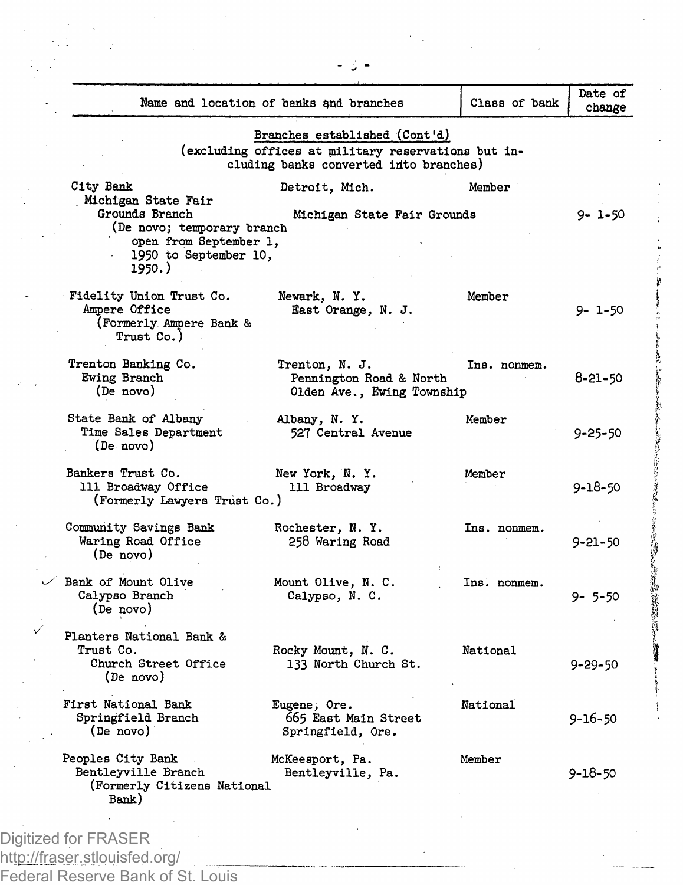| Name and location of banks and branches | | Class of bank | Date of change |
|---|---|---|---|
| **Branches established (Cont'd)** (excluding offices at military reservations but including banks converted into branches) | | | |
| City Bank | Detroit, Mich. | Member | |
| Michigan State Fair Grounds Branch (De novo; temporary branch open from September 1, 1950 to September 10, 1950.) | Michigan State Fair Grounds | | 9- 1-50 |
| Fidelity Union Trust Co. | Newark, N. Y. | Member | |
| Ampere Office (Formerly Ampere Bank & Trust Co.) | East Orange, N. J. | | 9- 1-50 |
| Trenton Banking Co. | Trenton, N. J. | Ins. nonmem. | |
| Ewing Branch (De novo) | Pennington Road & North Olden Ave., Ewing Township | | 8-21-50 |
| State Bank of Albany | Albany, N. Y. | Member | |
| Time Sales Department (De novo) | 527 Central Avenue | | 9-25-50 |
| Bankers Trust Co. | New York, N. Y. | Member | |
| 111 Broadway Office (Formerly Lawyers Trust Co.) | 111 Broadway | | 9-18-50 |
| Community Savings Bank | Rochester, N. Y. | Ins. nonmem. | |
| Waring Road Office (De novo) | 258 Waring Road | | 9-21-50 |
| Bank of Mount Olive | Mount Olive, N. C. | Ins. nonmem. | |
| Calypso Branch (De novo) | Calypso, N. C. | | 9- 5-50 |
| Planters National Bank & Trust Co. | Rocky Mount, N. C. | National | |
| Church Street Office (De novo) | 133 North Church St. | | 9-29-50 |
| First National Bank | Eugene, Ore. | National | |
| Springfield Branch (De novo) | 665 East Main Street Springfield, Ore. | | 9-16-50 |
| Peoples City Bank | McKeesport, Pa. | Member | |
| Bentleyville Branch (Formerly Citizens National Bank) | Bentleyville, Pa. | | 9-18-50 |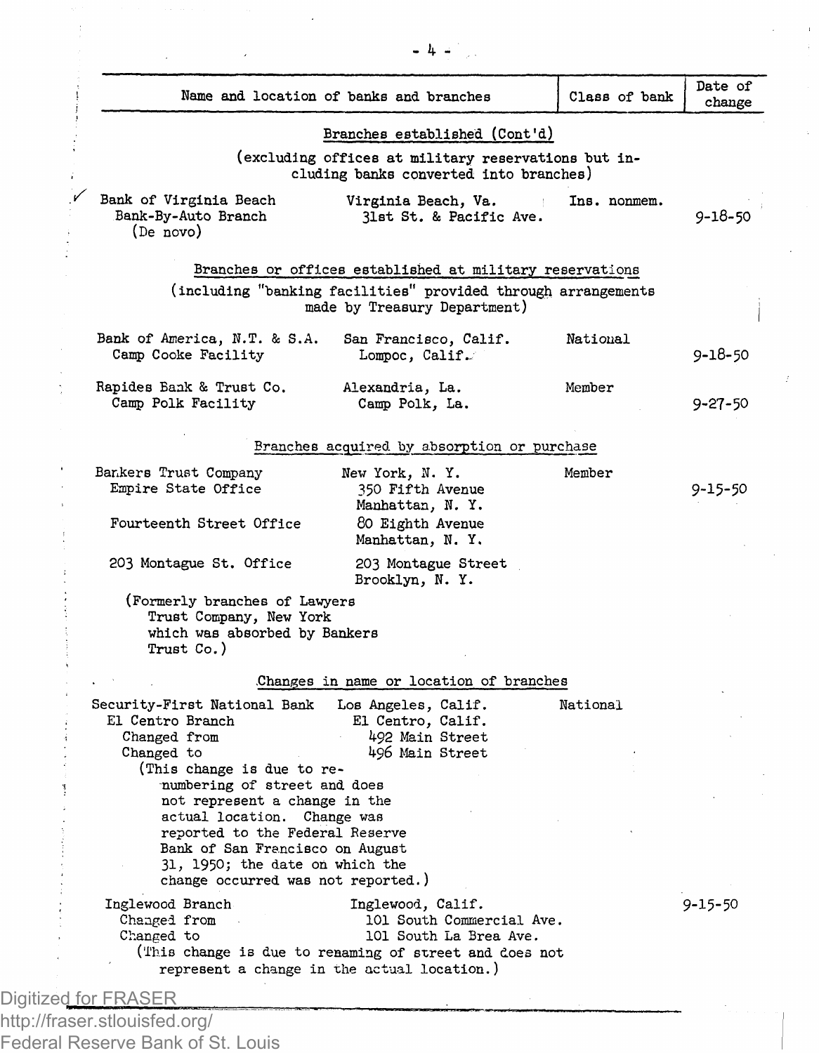| Name and location of banks and branches | | Class of bank | Date of change |
|---|---|---|---|
| **Branches established (Cont'd)** (excluding offices at military reservations but including banks converted into branches) | | | |
| Bank of Virginia Beach<br>Bank-By-Auto Branch<br>(De novo) | Virginia Beach, Va.<br>31st St. & Pacific Ave. | Ins. nonmem. | 9-18-50 |
| **Branches or offices established at military reservations** (including "banking facilities" provided through arrangements made by Treasury Department) | | | |
| Bank of America, N.T. & S.A.<br>Camp Cooke Facility | San Francisco, Calif.<br>Lompoc, Calif. | National | 9-18-50 |
| Rapides Bank & Trust Co.<br>Camp Polk Facility | Alexandria, La.<br>Camp Polk, La. | Member | 9-27-50 |
| **Branches acquired by absorption or purchase** | | | |
| Bankers Trust Company<br>Empire State Office | New York, N. Y.<br>350 Fifth Avenue<br>Manhattan, N. Y. | Member | 9-15-50 |
| Fourteenth Street Office | 80 Eighth Avenue<br>Manhattan, N. Y. | | |
| 203 Montague St. Office | 203 Montague Street<br>Brooklyn, N. Y. | | |
| (Formerly branches of Lawyers Trust Company, New York which was absorbed by Bankers Trust Co.) | | | |
| **Changes in name or location of branches** | | | |
| Security-First National Bank<br>El Centro Branch<br>Changed from<br>Changed to | Los Angeles, Calif.<br>El Centro, Calif.<br>492 Main Street<br>496 Main Street | National | |
| (This change is due to renumbering of street and does not represent a change in the actual location. Change was reported to the Federal Reserve Bank of San Francisco on August 31, 1950; the date on which the change occurred was not reported.) | | | |
| Inglewood Branch<br>Changed from<br>Changed to | Inglewood, Calif.<br>101 South Commercial Ave.<br>101 South La Brea Ave. | | 9-15-50 |
| (This change is due to renaming of street and does not represent a change in the actual location.) | | | |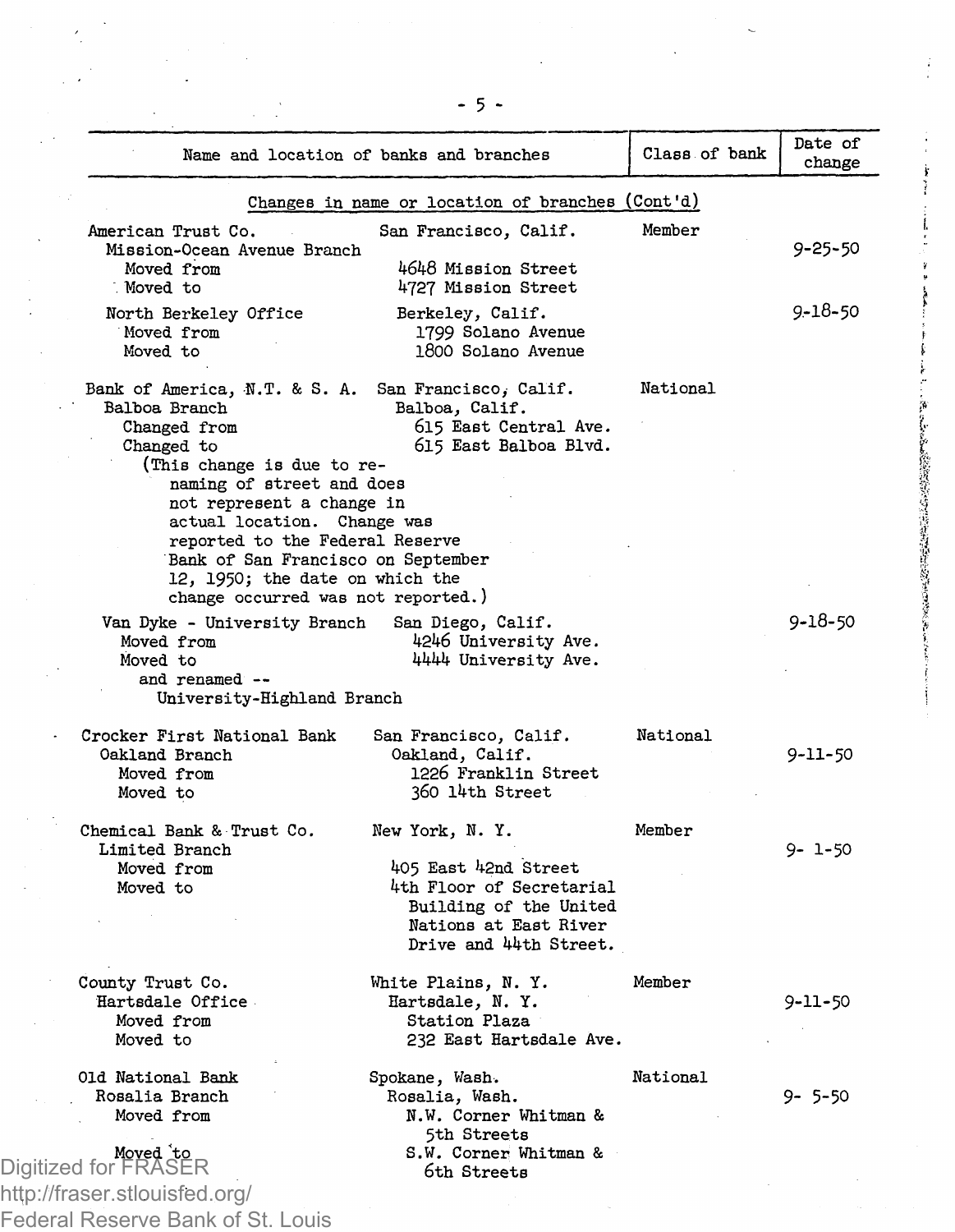| Name and location of banks and branches | | Class of bank | Date of change |
|---|---|---|---|
| **Changes in name or location of branches (Cont'd)** | | | |
| American Trust Co. | San Francisco, Calif. | Member | |
| Mission-Ocean Avenue Branch | | | 9-25-50 |
| Moved from | 4648 Mission Street | | |
| Moved to | 4727 Mission Street | | |
| North Berkeley Office | Berkeley, Calif. | | 9-18-50 |
| Moved from | 1799 Solano Avenue | | |
| Moved to | 1800 Solano Avenue | | |
| Bank of America, N.T. & S. A. | San Francisco, Calif. | National | |
| Balboa Branch | Balboa, Calif. | | |
| Changed from | 615 East Central Ave. | | |
| Changed to | 615 East Balboa Blvd. | | |
| (This change is due to renaming of street and does not represent a change in actual location. Change was reported to the Federal Reserve Bank of San Francisco on September 12, 1950; the date on which the change occurred was not reported.) | | | |
| Van Dyke - University Branch | San Diego, Calif. | | 9-18-50 |
| Moved from | 4246 University Ave. | | |
| Moved to | 4444 University Ave. | | |
| and renamed -- University-Highland Branch | | | |
| Crocker First National Bank | San Francisco, Calif. | National | |
| Oakland Branch | Oakland, Calif. | | 9-11-50 |
| Moved from | 1226 Franklin Street | | |
| Moved to | 360 14th Street | | |
| Chemical Bank & Trust Co. | New York, N. Y. | Member | |
| Limited Branch | | | 9- 1-50 |
| Moved from | 405 East 42nd Street | | |
| Moved to | 4th Floor of Secretarial Building of the United Nations at East River Drive and 44th Street. | | |
| County Trust Co. | White Plains, N. Y. | Member | |
| Hartsdale Office | Hartsdale, N. Y. | | 9-11-50 |
| Moved from | Station Plaza | | |
| Moved to | 232 East Hartsdale Ave. | | |
| Old National Bank | Spokane, Wash. | National | |
| Rosalia Branch | Rosalia, Wash. | | 9- 5-50 |
| Moved from | N.W. Corner Whitman & 5th Streets | | |
| Moved to | S.W. Corner Whitman & 6th Streets | | |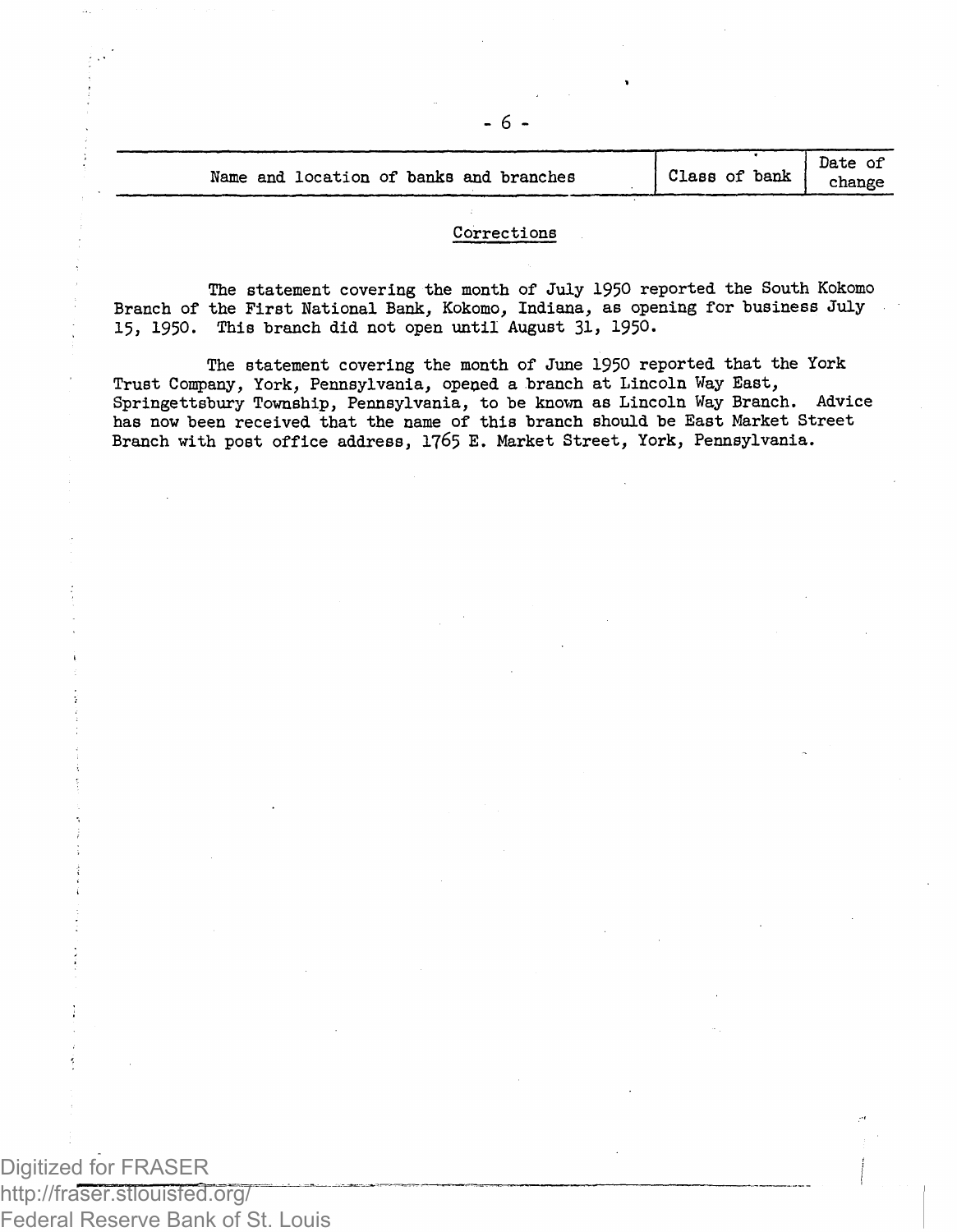| Name and location of banks and branches | Class of bank | Date of change |
| --- | --- | --- |

## Corrections

The statement covering the month of July 1950 reported the South Kokomo Branch of the First National Bank, Kokomo, Indiana, as opening for business July 15, 1950. This branch did not open until August 31, 1950.

The statement covering the month of June 1950 reported that the York Trust Company, York, Pennsylvania, opened a branch at Lincoln Way East, Springettsbury Township, Pennsylvania, to be known as Lincoln Way Branch. Advice has now been received that the name of this branch should be East Market Street Branch with post office address, 1765 E. Market Street, York, Pennsylvania.